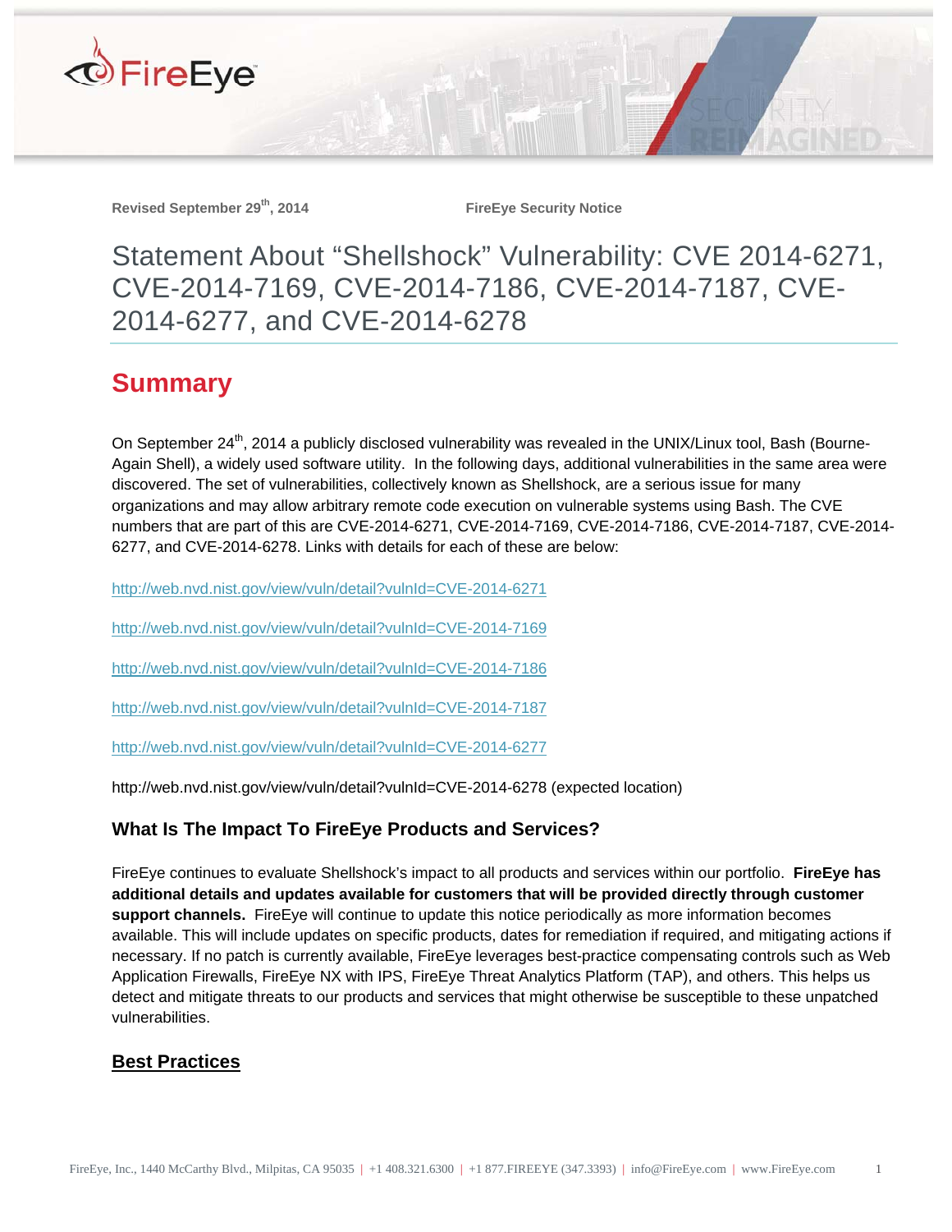Revised September 29th, 2014 FireEye Security Notice

# Statement About "Shellshock" Vulnerability: CVE 2014-6271, CVE-2014-7169, CVE-2014-7186, CVE-2014-7187, CVE-2014-6277, and CVE-2014-6278

## Summary

On September 24th, 2014 a publicly disclosed vulnerability was revealed in the UNIX/Linux tool, Bash (Bourne-Again Shell), a widely used software utility. In the following days, additional vulnerabilities in the same area were discovered. The set of vulnerabilities, collectively known as Shellshock, are a serious issue for many organizations and may allow arbitrary remote code execution on vulnerable systems using Bash. The CVE numbers that are part of this are CVE-2014-6271, CVE-2014-7169, CVE-2014-7186, CVE-2014-7187, CVE-2014-6277, and CVE-2014-6278. Links with details for each of these are below:

http://web.nvd.nist.gov/view/vuln/detail?vulnId=CVE-2014-6271

http://web.nvd.nist.gov/view/vuln/detail?vulnId=CVE-2014-7169

http://web.nvd.nist.gov/view/vuln/detail?vulnId=CVE-2014-7186

http://web.nvd.nist.gov/view/vuln/detail?vulnId=CVE-2014-7187

http://web.nvd.nist.gov/view/vuln/detail?vulnId=CVE-2014-6277

http://web.nvd.nist.gov/view/vuln/detail?vulnId=CVE-2014-6278 (expected location)

### What Is The Impact To FireEye Products and Services?

FireEye continues to evaluate Shellshock's impact to all products and services within our portfolio. **FireEye has additional details and updates available for customers that will be provided directly through customer support channels.** FireEye will continue to update this notice periodically as more information becomes available. This will include updates on specific products, dates for remediation if required, and mitigating actions if necessary. If no patch is currently available, FireEye leverages best-practice compensating controls such as Web Application Firewalls, FireEye NX with IPS, FireEye Threat Analytics Platform (TAP), and others. This helps us detect and mitigate threats to our products and services that might otherwise be susceptible to these unpatched vulnerabilities.

### Best Practices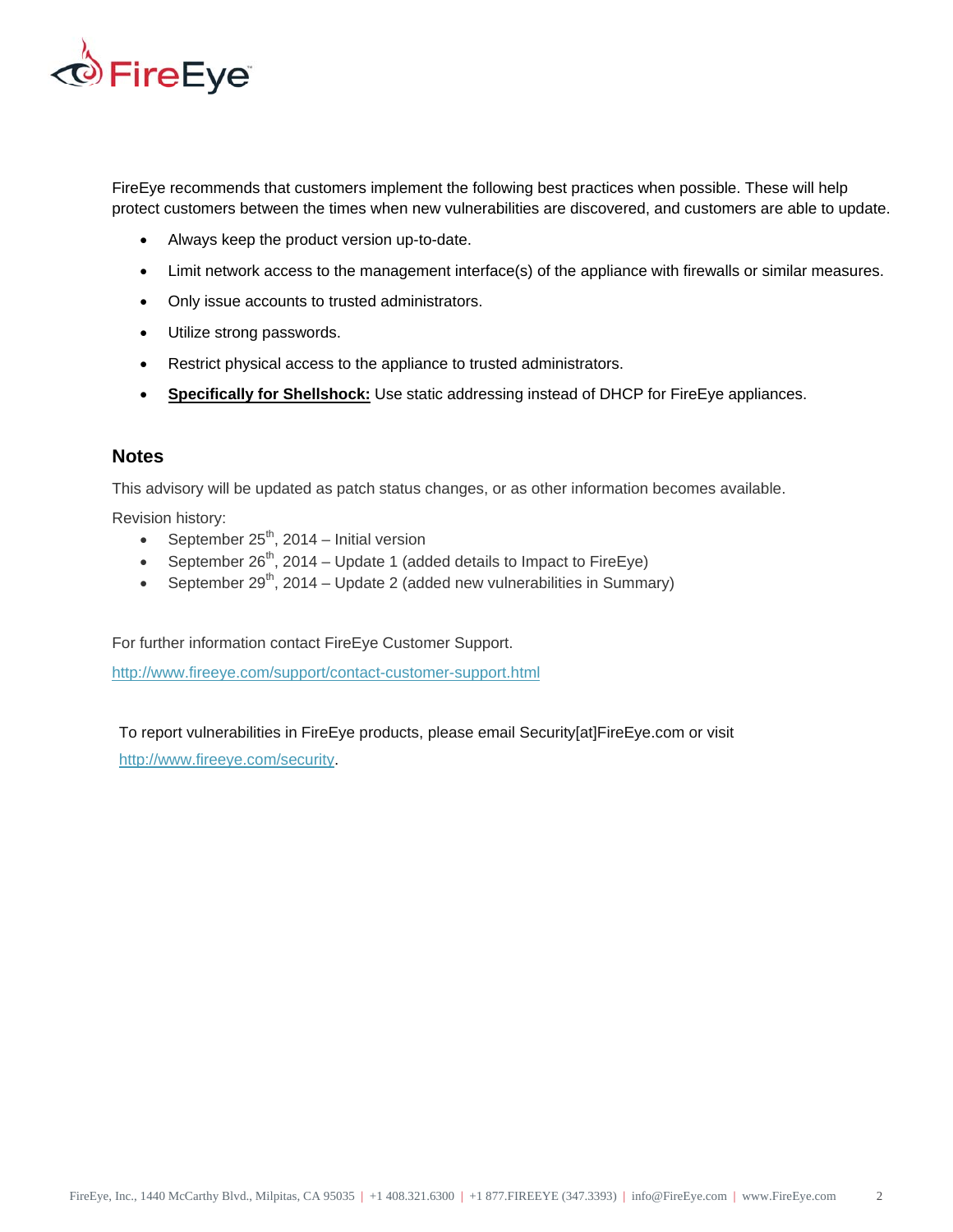FireEye recommends that customers implement the following best practices when possible. These will help protect customers between the times when new vulnerabilities are discovered, and customers are able to update.

- Always keep the product version up-to-date.
- Limit network access to the management interface(s) of the appliance with firewalls or similar measures.
- Only issue accounts to trusted administrators.
- Utilize strong passwords.
- Restrict physical access to the appliance to trusted administrators.
- **Specifically for Shellshock:** Use static addressing instead of DHCP for FireEye appliances.

## Notes

This advisory will be updated as patch status changes, or as other information becomes available.

Revision history:

- September 25th, 2014 – Initial version
- September 26th, 2014 – Update 1 (added details to Impact to FireEye)
- September 29th, 2014 – Update 2 (added new vulnerabilities in Summary)

For further information contact FireEye Customer Support.

http://www.fireeye.com/support/contact-customer-support.html

To report vulnerabilities in FireEye products, please email Security[at]FireEye.com or visit http://www.fireeye.com/security.